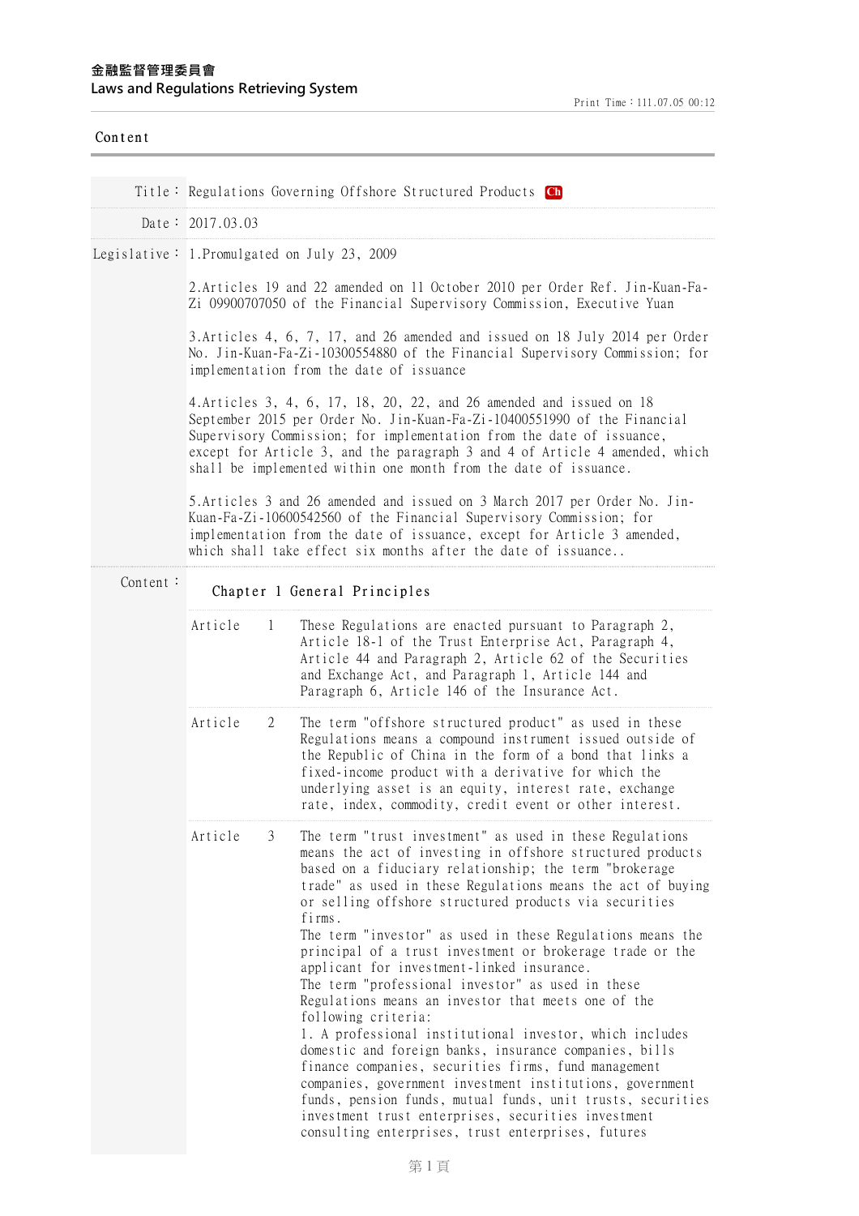金融監督管理委員會
Laws and Regulations Retrieving System

Print Time：111.07.05 00:12

Content

Title： Regulations Governing Offshore Structured Products Ch

Date： 2017.03.03

Legislative：

1.Promulgated on July 23, 2009

2.Articles 19 and 22 amended on 11 October 2010 per Order Ref. Jin-Kuan-Fa-Zi 09900707050 of the Financial Supervisory Commission, Executive Yuan

3.Articles 4, 6, 7, 17, and 26 amended and issued on 18 July 2014 per Order No. Jin-Kuan-Fa-Zi-10300554880 of the Financial Supervisory Commission; for implementation from the date of issuance

4.Articles 3, 4, 6, 17, 18, 20, 22, and 26 amended and issued on 18 September 2015 per Order No. Jin-Kuan-Fa-Zi-10400551990 of the Financial Supervisory Commission; for implementation from the date of issuance, except for Article 3, and the paragraph 3 and 4 of Article 4 amended, which shall be implemented within one month from the date of issuance.

5.Articles 3 and 26 amended and issued on 3 March 2017 per Order No. Jin-Kuan-Fa-Zi-10600542560 of the Financial Supervisory Commission; for implementation from the date of issuance, except for Article 3 amended, which shall take effect six months after the date of issuance..

Content：

## Chapter 1 General Principles

Article 1 These Regulations are enacted pursuant to Paragraph 2, Article 18-1 of the Trust Enterprise Act, Paragraph 4, Article 44 and Paragraph 2, Article 62 of the Securities and Exchange Act, and Paragraph 1, Article 144 and Paragraph 6, Article 146 of the Insurance Act.

Article 2 The term "offshore structured product" as used in these Regulations means a compound instrument issued outside of the Republic of China in the form of a bond that links a fixed-income product with a derivative for which the underlying asset is an equity, interest rate, exchange rate, index, commodity, credit event or other interest.

Article 3 The term "trust investment" as used in these Regulations means the act of investing in offshore structured products based on a fiduciary relationship; the term "brokerage trade" as used in these Regulations means the act of buying or selling offshore structured products via securities firms.

The term "investor" as used in these Regulations means the principal of a trust investment or brokerage trade or the applicant for investment-linked insurance.

The term "professional investor" as used in these Regulations means an investor that meets one of the following criteria:

1. A professional institutional investor, which includes domestic and foreign banks, insurance companies, bills finance companies, securities firms, fund management companies, government investment institutions, government funds, pension funds, mutual funds, unit trusts, securities investment trust enterprises, securities investment consulting enterprises, trust enterprises, futures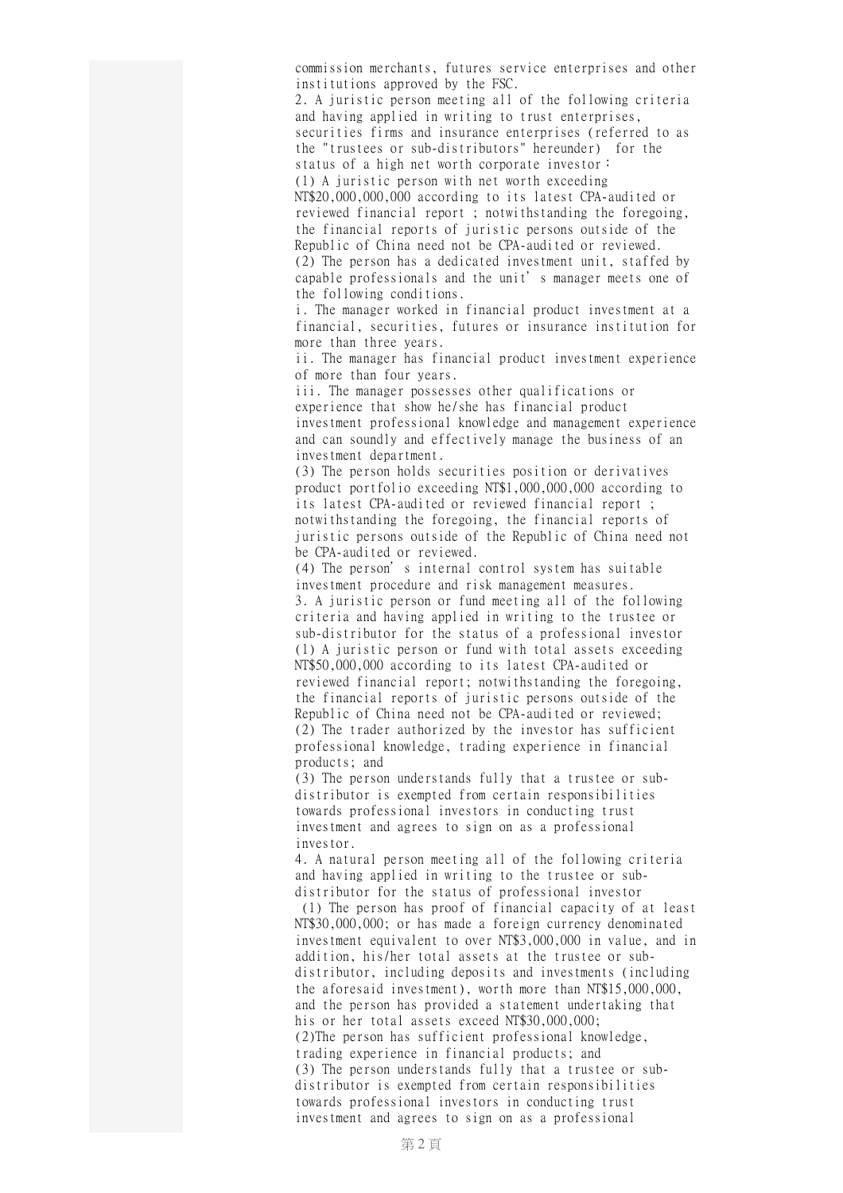commission merchants, futures service enterprises and other institutions approved by the FSC.

2. A juristic person meeting all of the following criteria and having applied in writing to trust enterprises, securities firms and insurance enterprises (referred to as the "trustees or sub-distributors" hereunder) for the status of a high net worth corporate investor：

(1) A juristic person with net worth exceeding NT$20,000,000,000 according to its latest CPA-audited or reviewed financial report ; notwithstanding the foregoing, the financial reports of juristic persons outside of the Republic of China need not be CPA-audited or reviewed.

(2) The person has a dedicated investment unit, staffed by capable professionals and the unit’s manager meets one of the following conditions.

i. The manager worked in financial product investment at a financial, securities, futures or insurance institution for more than three years.

ii. The manager has financial product investment experience of more than four years.

iii. The manager possesses other qualifications or experience that show he/she has financial product investment professional knowledge and management experience and can soundly and effectively manage the business of an investment department.

(3) The person holds securities position or derivatives product portfolio exceeding NT$1,000,000,000 according to its latest CPA-audited or reviewed financial report ; notwithstanding the foregoing, the financial reports of juristic persons outside of the Republic of China need not be CPA-audited or reviewed.

(4) The person’s internal control system has suitable investment procedure and risk management measures.

3. A juristic person or fund meeting all of the following criteria and having applied in writing to the trustee or sub-distributor for the status of a professional investor

(1) A juristic person or fund with total assets exceeding NT$50,000,000 according to its latest CPA-audited or reviewed financial report; notwithstanding the foregoing, the financial reports of juristic persons outside of the Republic of China need not be CPA-audited or reviewed;

(2) The trader authorized by the investor has sufficient professional knowledge, trading experience in financial products; and

(3) The person understands fully that a trustee or sub-distributor is exempted from certain responsibilities towards professional investors in conducting trust investment and agrees to sign on as a professional investor.

4. A natural person meeting all of the following criteria and having applied in writing to the trustee or sub-distributor for the status of professional investor

(1) The person has proof of financial capacity of at least NT$30,000,000; or has made a foreign currency denominated investment equivalent to over NT$3,000,000 in value, and in addition, his/her total assets at the trustee or sub-distributor, including deposits and investments (including the aforesaid investment), worth more than NT$15,000,000, and the person has provided a statement undertaking that his or her total assets exceed NT$30,000,000;

(2)The person has sufficient professional knowledge, trading experience in financial products; and

(3) The person understands fully that a trustee or sub-distributor is exempted from certain responsibilities towards professional investors in conducting trust investment and agrees to sign on as a professional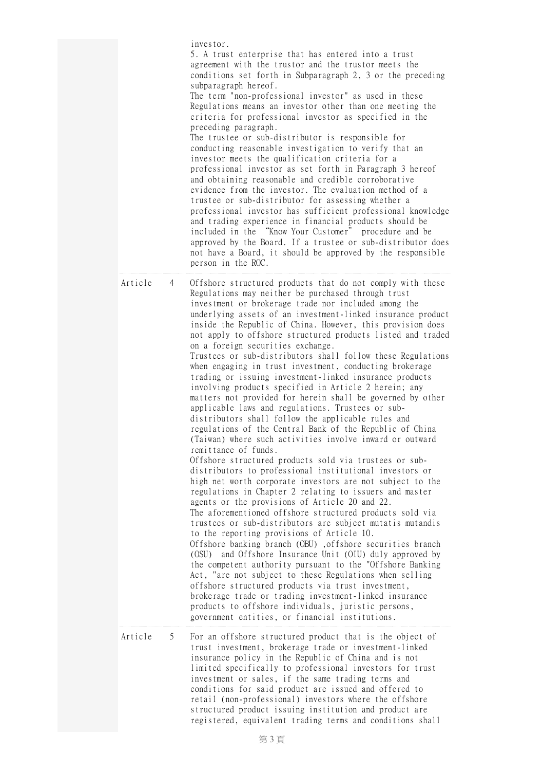investor.

5. A trust enterprise that has entered into a trust agreement with the trustor and the trustor meets the conditions set forth in Subparagraph 2, 3 or the preceding subparagraph hereof.

The term "non-professional investor" as used in these Regulations means an investor other than one meeting the criteria for professional investor as specified in the preceding paragraph.

The trustee or sub-distributor is responsible for conducting reasonable investigation to verify that an investor meets the qualification criteria for a professional investor as set forth in Paragraph 3 hereof and obtaining reasonable and credible corroborative evidence from the investor. The evaluation method of a trustee or sub-distributor for assessing whether a professional investor has sufficient professional knowledge and trading experience in financial products should be included in the "Know Your Customer" procedure and be approved by the Board. If a trustee or sub-distributor does not have a Board, it should be approved by the responsible person in the ROC.

**Article 4**

Offshore structured products that do not comply with these Regulations may neither be purchased through trust investment or brokerage trade nor included among the underlying assets of an investment-linked insurance product inside the Republic of China. However, this provision does not apply to offshore structured products listed and traded on a foreign securities exchange.

Trustees or sub-distributors shall follow these Regulations when engaging in trust investment, conducting brokerage trading or issuing investment-linked insurance products involving products specified in Article 2 herein; any matters not provided for herein shall be governed by other applicable laws and regulations. Trustees or sub-distributors shall follow the applicable rules and regulations of the Central Bank of the Republic of China (Taiwan) where such activities involve inward or outward remittance of funds.

Offshore structured products sold via trustees or sub-distributors to professional institutional investors or high net worth corporate investors are not subject to the regulations in Chapter 2 relating to issuers and master agents or the provisions of Article 20 and 22.

The aforementioned offshore structured products sold via trustees or sub-distributors are subject mutatis mutandis to the reporting provisions of Article 10.

Offshore banking branch (OBU) ,offshore securities branch (OSU) and Offshore Insurance Unit (OIU) duly approved by the competent authority pursuant to the "Offshore Banking Act, "are not subject to these Regulations when selling offshore structured products via trust investment, brokerage trade or trading investment-linked insurance products to offshore individuals, juristic persons, government entities, or financial institutions.

**Article 5**

For an offshore structured product that is the object of trust investment, brokerage trade or investment-linked insurance policy in the Republic of China and is not limited specifically to professional investors for trust investment or sales, if the same trading terms and conditions for said product are issued and offered to retail (non-professional) investors where the offshore structured product issuing institution and product are registered, equivalent trading terms and conditions shall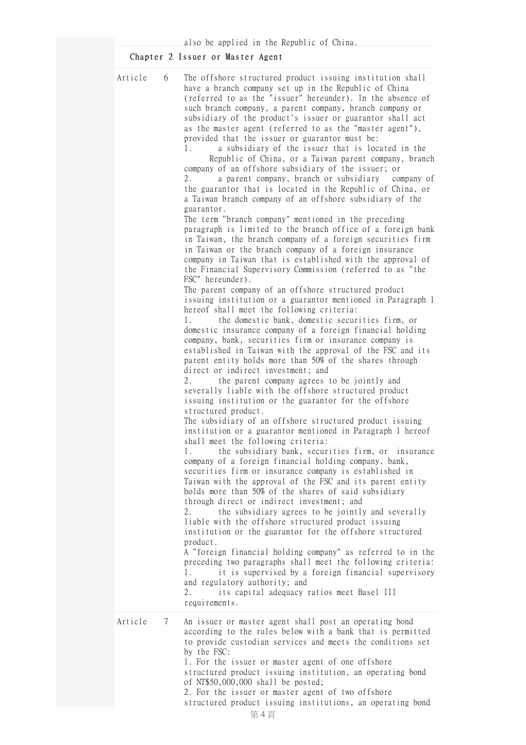also be applied in the Republic of China.

## Chapter 2 Issuer or Master Agent

**Article 6** The offshore structured product issuing institution shall have a branch company set up in the Republic of China (referred to as the "issuer" hereunder). In the absence of such branch company, a parent company, branch company or subsidiary of the product's issuer or guarantor shall act as the master agent (referred to as the "master agent"), provided that the issuer or guarantor must be:

1. a subsidiary of the issuer that is located in the Republic of China, or a Taiwan parent company, branch company of an offshore subsidiary of the issuer; or
2. a parent company, branch or subsidiary company of the guarantor that is located in the Republic of China, or a Taiwan branch company of an offshore subsidiary of the guarantor.

The term "branch company" mentioned in the preceding paragraph is limited to the branch office of a foreign bank in Taiwan, the branch company of a foreign securities firm in Taiwan or the branch company of a foreign insurance company in Taiwan that is established with the approval of the Financial Supervisory Commission (referred to as "the FSC" hereunder).

The parent company of an offshore structured product issuing institution or a guarantor mentioned in Paragraph 1 hereof shall meet the following criteria:

1. the domestic bank, domestic securities firm, or domestic insurance company of a foreign financial holding company, bank, securities firm or insurance company is established in Taiwan with the approval of the FSC and its parent entity holds more than 50% of the shares through direct or indirect investment; and
2. the parent company agrees to be jointly and severally liable with the offshore structured product issuing institution or the guarantor for the offshore structured product.

The subsidiary of an offshore structured product issuing institution or a guarantor mentioned in Paragraph 1 hereof shall meet the following criteria:

1. the subsidiary bank, securities firm, or insurance company of a foreign financial holding company, bank, securities firm or insurance company is established in Taiwan with the approval of the FSC and its parent entity holds more than 50% of the shares of said subsidiary through direct or indirect investment; and
2. the subsidiary agrees to be jointly and severally liable with the offshore structured product issuing institution or the guarantor for the offshore structured product.

A "foreign financial holding company" as referred to in the preceding two paragraphs shall meet the following criteria:

1. it is supervised by a foreign financial supervisory and regulatory authority; and
2. its capital adequacy ratios meet Basel III requirements.

**Article 7** An issuer or master agent shall post an operating bond according to the rules below with a bank that is permitted to provide custodian services and meets the conditions set by the FSC:

1. For the issuer or master agent of one offshore structured product issuing institution, an operating bond of NT$50,000,000 shall be posted;
2. For the issuer or master agent of two offshore structured product issuing institutions, an operating bond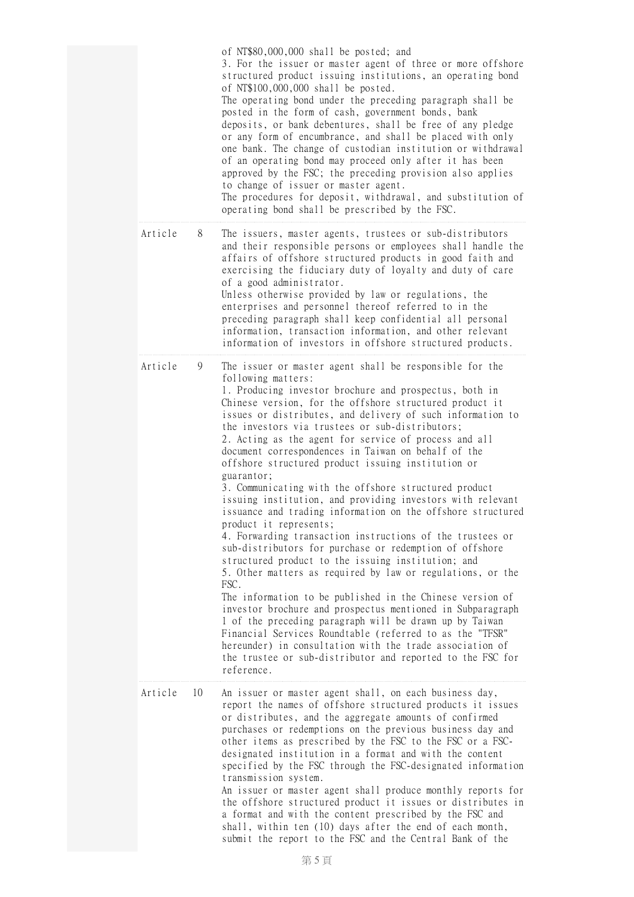of NT$80,000,000 shall be posted; and
3. For the issuer or master agent of three or more offshore structured product issuing institutions, an operating bond of NT$100,000,000 shall be posted.
The operating bond under the preceding paragraph shall be posted in the form of cash, government bonds, bank deposits, or bank debentures, shall be free of any pledge or any form of encumbrance, and shall be placed with only one bank. The change of custodian institution or withdrawal of an operating bond may proceed only after it has been approved by the FSC; the preceding provision also applies to change of issuer or master agent.
The procedures for deposit, withdrawal, and substitution of operating bond shall be prescribed by the FSC.

**Article 8**

The issuers, master agents, trustees or sub-distributors and their responsible persons or employees shall handle the affairs of offshore structured products in good faith and exercising the fiduciary duty of loyalty and duty of care of a good administrator.
Unless otherwise provided by law or regulations, the enterprises and personnel thereof referred to in the preceding paragraph shall keep confidential all personal information, transaction information, and other relevant information of investors in offshore structured products.

**Article 9**

The issuer or master agent shall be responsible for the following matters:
1. Producing investor brochure and prospectus, both in Chinese version, for the offshore structured product it issues or distributes, and delivery of such information to the investors via trustees or sub-distributors;
2. Acting as the agent for service of process and all document correspondences in Taiwan on behalf of the offshore structured product issuing institution or guarantor;
3. Communicating with the offshore structured product issuing institution, and providing investors with relevant issuance and trading information on the offshore structured product it represents;
4. Forwarding transaction instructions of the trustees or sub-distributors for purchase or redemption of offshore structured product to the issuing institution; and
5. Other matters as required by law or regulations, or the FSC.
The information to be published in the Chinese version of investor brochure and prospectus mentioned in Subparagraph 1 of the preceding paragraph will be drawn up by Taiwan Financial Services Roundtable (referred to as the "TFSR" hereunder) in consultation with the trade association of the trustee or sub-distributor and reported to the FSC for reference.

**Article 10**

An issuer or master agent shall, on each business day, report the names of offshore structured products it issues or distributes, and the aggregate amounts of confirmed purchases or redemptions on the previous business day and other items as prescribed by the FSC to the FSC or a FSC-designated institution in a format and with the content specified by the FSC through the FSC-designated information transmission system.
An issuer or master agent shall produce monthly reports for the offshore structured product it issues or distributes in a format and with the content prescribed by the FSC and shall, within ten (10) days after the end of each month, submit the report to the FSC and the Central Bank of the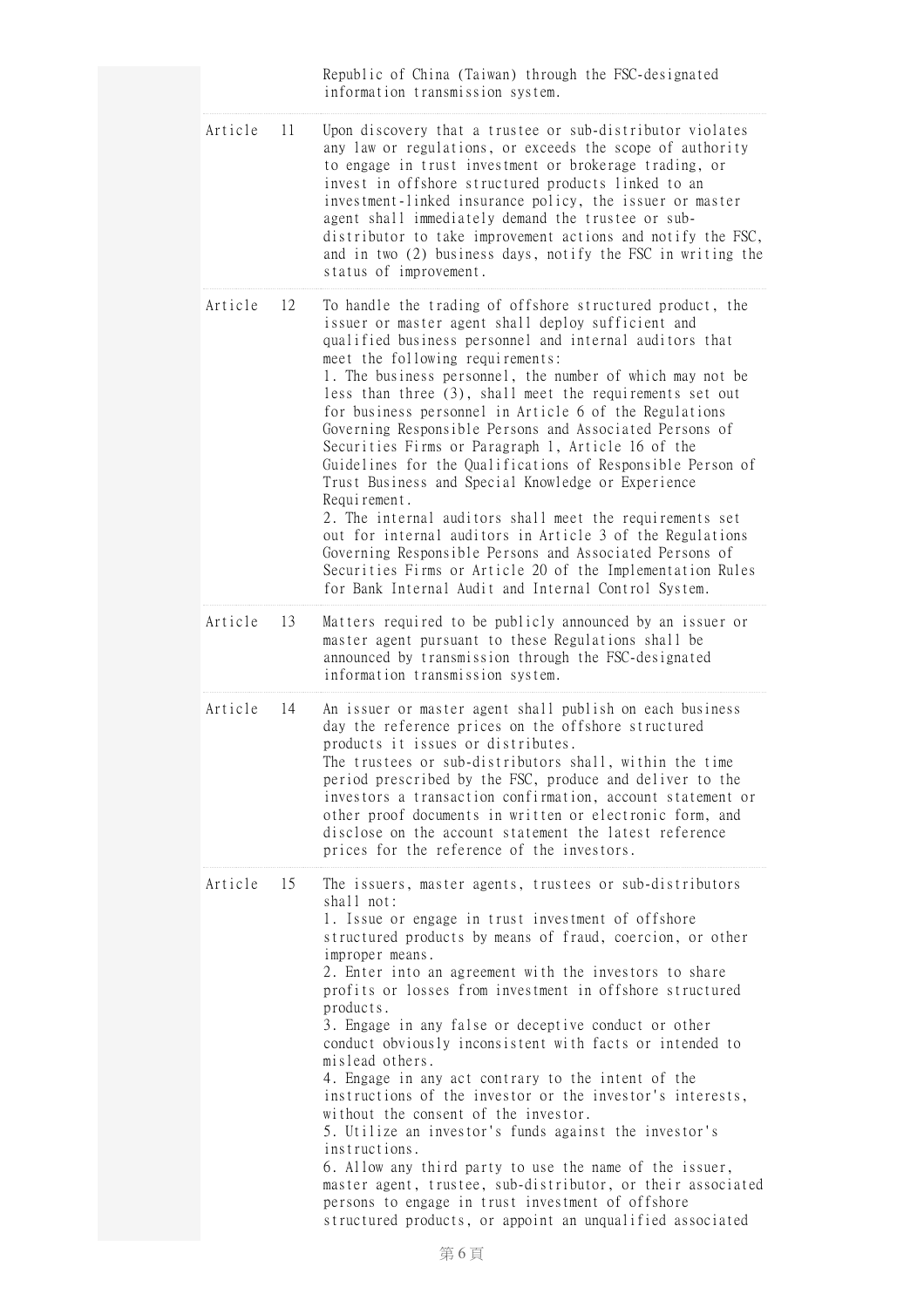Republic of China (Taiwan) through the FSC-designated information transmission system.

**Article 11**

Upon discovery that a trustee or sub-distributor violates any law or regulations, or exceeds the scope of authority to engage in trust investment or brokerage trading, or invest in offshore structured products linked to an investment-linked insurance policy, the issuer or master agent shall immediately demand the trustee or sub-distributor to take improvement actions and notify the FSC, and in two (2) business days, notify the FSC in writing the status of improvement.

**Article 12**

To handle the trading of offshore structured product, the issuer or master agent shall deploy sufficient and qualified business personnel and internal auditors that meet the following requirements:

1. The business personnel, the number of which may not be less than three (3), shall meet the requirements set out for business personnel in Article 6 of the Regulations Governing Responsible Persons and Associated Persons of Securities Firms or Paragraph 1, Article 16 of the Guidelines for the Qualifications of Responsible Person of Trust Business and Special Knowledge or Experience Requirement.
2. The internal auditors shall meet the requirements set out for internal auditors in Article 3 of the Regulations Governing Responsible Persons and Associated Persons of Securities Firms or Article 20 of the Implementation Rules for Bank Internal Audit and Internal Control System.

**Article 13**

Matters required to be publicly announced by an issuer or master agent pursuant to these Regulations shall be announced by transmission through the FSC-designated information transmission system.

**Article 14**

An issuer or master agent shall publish on each business day the reference prices on the offshore structured products it issues or distributes.

The trustees or sub-distributors shall, within the time period prescribed by the FSC, produce and deliver to the investors a transaction confirmation, account statement or other proof documents in written or electronic form, and disclose on the account statement the latest reference prices for the reference of the investors.

**Article 15**

The issuers, master agents, trustees or sub-distributors shall not:

1. Issue or engage in trust investment of offshore structured products by means of fraud, coercion, or other improper means.
2. Enter into an agreement with the investors to share profits or losses from investment in offshore structured products.
3. Engage in any false or deceptive conduct or other conduct obviously inconsistent with facts or intended to mislead others.
4. Engage in any act contrary to the intent of the instructions of the investor or the investor's interests, without the consent of the investor.
5. Utilize an investor's funds against the investor's instructions.
6. Allow any third party to use the name of the issuer, master agent, trustee, sub-distributor, or their associated persons to engage in trust investment of offshore structured products, or appoint an unqualified associated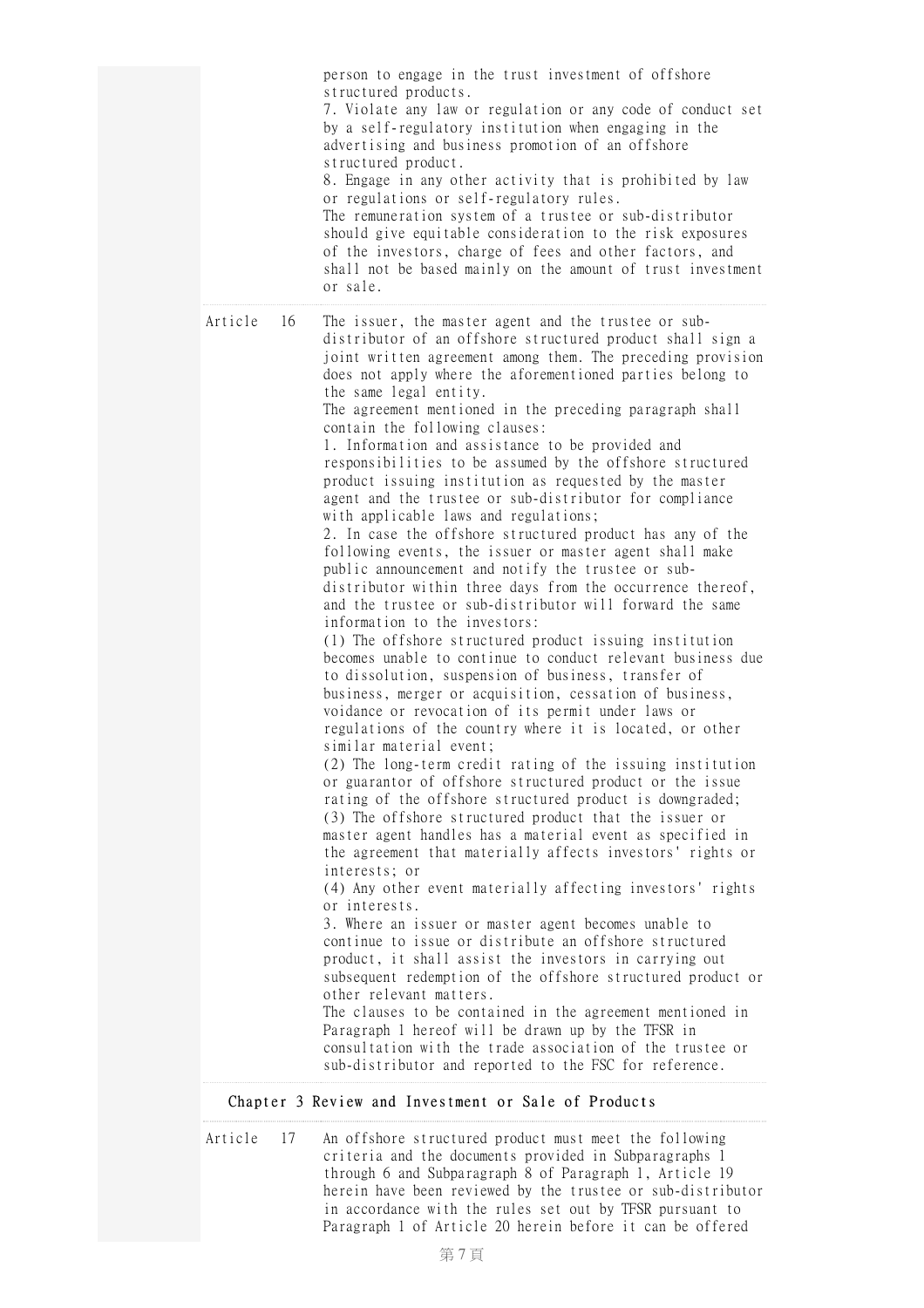person to engage in the trust investment of offshore structured products.

7. Violate any law or regulation or any code of conduct set by a self-regulatory institution when engaging in the advertising and business promotion of an offshore structured product.

8. Engage in any other activity that is prohibited by law or regulations or self-regulatory rules.

The remuneration system of a trustee or sub-distributor should give equitable consideration to the risk exposures of the investors, charge of fees and other factors, and shall not be based mainly on the amount of trust investment or sale.

**Article 16**

The issuer, the master agent and the trustee or sub-distributor of an offshore structured product shall sign a joint written agreement among them. The preceding provision does not apply where the aforementioned parties belong to the same legal entity.

The agreement mentioned in the preceding paragraph shall contain the following clauses:

1. Information and assistance to be provided and responsibilities to be assumed by the offshore structured product issuing institution as requested by the master agent and the trustee or sub-distributor for compliance with applicable laws and regulations;

2. In case the offshore structured product has any of the following events, the issuer or master agent shall make public announcement and notify the trustee or sub-distributor within three days from the occurrence thereof, and the trustee or sub-distributor will forward the same information to the investors:

(1) The offshore structured product issuing institution becomes unable to continue to conduct relevant business due to dissolution, suspension of business, transfer of business, merger or acquisition, cessation of business, voidance or revocation of its permit under laws or regulations of the country where it is located, or other similar material event;

(2) The long-term credit rating of the issuing institution or guarantor of offshore structured product or the issue rating of the offshore structured product is downgraded;

(3) The offshore structured product that the issuer or master agent handles has a material event as specified in the agreement that materially affects investors' rights or interests; or

(4) Any other event materially affecting investors' rights or interests.

3. Where an issuer or master agent becomes unable to continue to issue or distribute an offshore structured product, it shall assist the investors in carrying out subsequent redemption of the offshore structured product or other relevant matters.

The clauses to be contained in the agreement mentioned in Paragraph 1 hereof will be drawn up by the TFSR in consultation with the trade association of the trustee or sub-distributor and reported to the FSC for reference.

## Chapter 3 Review and Investment or Sale of Products

**Article 17**

An offshore structured product must meet the following criteria and the documents provided in Subparagraphs 1 through 6 and Subparagraph 8 of Paragraph 1, Article 19 herein have been reviewed by the trustee or sub-distributor in accordance with the rules set out by TFSR pursuant to Paragraph 1 of Article 20 herein before it can be offered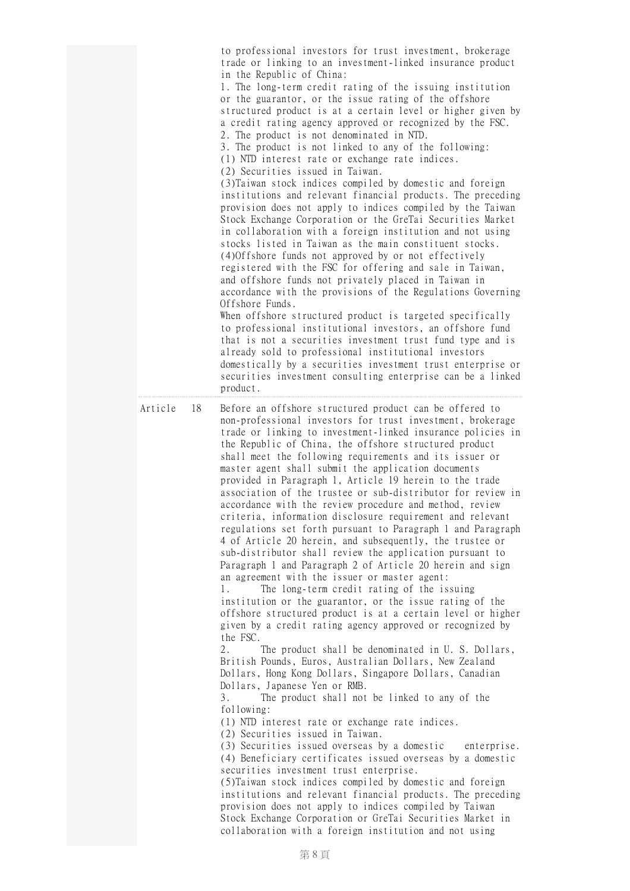to professional investors for trust investment, brokerage trade or linking to an investment-linked insurance product in the Republic of China:

1. The long-term credit rating of the issuing institution or the guarantor, or the issue rating of the offshore structured product is at a certain level or higher given by a credit rating agency approved or recognized by the FSC.
2. The product is not denominated in NTD.
3. The product is not linked to any of the following:
(1) NTD interest rate or exchange rate indices.
(2) Securities issued in Taiwan.
(3)Taiwan stock indices compiled by domestic and foreign institutions and relevant financial products. The preceding provision does not apply to indices compiled by the Taiwan Stock Exchange Corporation or the GreTai Securities Market in collaboration with a foreign institution and not using stocks listed in Taiwan as the main constituent stocks.
(4)Offshore funds not approved by or not effectively registered with the FSC for offering and sale in Taiwan, and offshore funds not privately placed in Taiwan in accordance with the provisions of the Regulations Governing Offshore Funds.

When offshore structured product is targeted specifically to professional institutional investors, an offshore fund that is not a securities investment trust fund type and is already sold to professional institutional investors domestically by a securities investment trust enterprise or securities investment consulting enterprise can be a linked product.

**Article 18**

Before an offshore structured product can be offered to non-professional investors for trust investment, brokerage trade or linking to investment-linked insurance policies in the Republic of China, the offshore structured product shall meet the following requirements and its issuer or master agent shall submit the application documents provided in Paragraph 1, Article 19 herein to the trade association of the trustee or sub-distributor for review in accordance with the review procedure and method, review criteria, information disclosure requirement and relevant regulations set forth pursuant to Paragraph 1 and Paragraph 4 of Article 20 herein, and subsequently, the trustee or sub-distributor shall review the application pursuant to Paragraph 1 and Paragraph 2 of Article 20 herein and sign an agreement with the issuer or master agent:

1. The long-term credit rating of the issuing institution or the guarantor, or the issue rating of the offshore structured product is at a certain level or higher given by a credit rating agency approved or recognized by the FSC.
2. The product shall be denominated in U. S. Dollars, British Pounds, Euros, Australian Dollars, New Zealand Dollars, Hong Kong Dollars, Singapore Dollars, Canadian Dollars, Japanese Yen or RMB.
3. The product shall not be linked to any of the following:
(1) NTD interest rate or exchange rate indices.
(2) Securities issued in Taiwan.
(3) Securities issued overseas by a domestic enterprise.
(4) Beneficiary certificates issued overseas by a domestic securities investment trust enterprise.
(5)Taiwan stock indices compiled by domestic and foreign institutions and relevant financial products. The preceding provision does not apply to indices compiled by Taiwan Stock Exchange Corporation or GreTai Securities Market in collaboration with a foreign institution and not using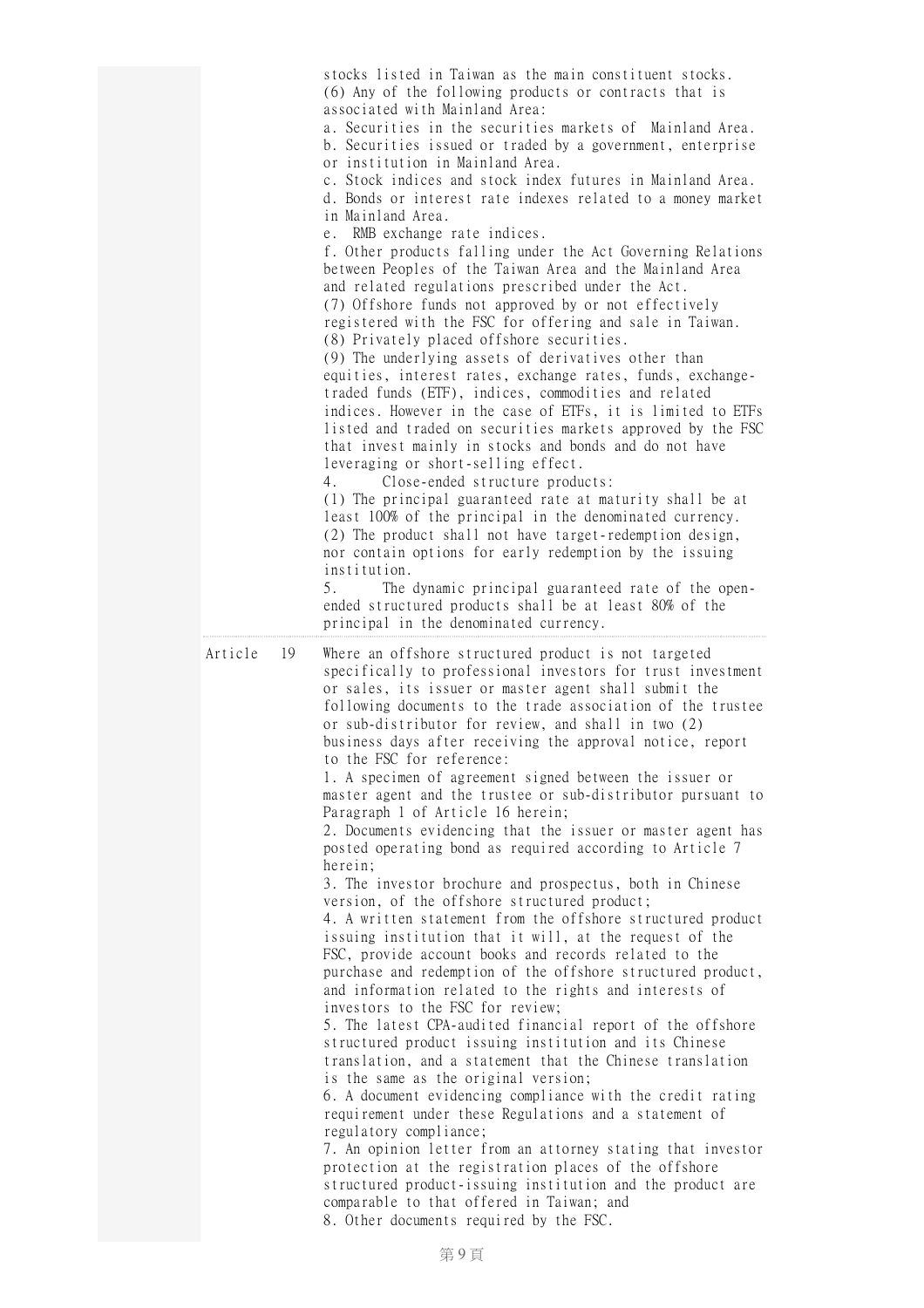stocks listed in Taiwan as the main constituent stocks.

(6) Any of the following products or contracts that is associated with Mainland Area:

a. Securities in the securities markets of Mainland Area.

b. Securities issued or traded by a government, enterprise or institution in Mainland Area.

c. Stock indices and stock index futures in Mainland Area.

d. Bonds or interest rate indexes related to a money market in Mainland Area.

e. RMB exchange rate indices.

f. Other products falling under the Act Governing Relations between Peoples of the Taiwan Area and the Mainland Area and related regulations prescribed under the Act.

(7) Offshore funds not approved by or not effectively registered with the FSC for offering and sale in Taiwan.

(8) Privately placed offshore securities.

(9) The underlying assets of derivatives other than equities, interest rates, exchange rates, funds, exchange-traded funds (ETF), indices, commodities and related indices. However in the case of ETFs, it is limited to ETFs listed and traded on securities markets approved by the FSC that invest mainly in stocks and bonds and do not have leveraging or short-selling effect.

4. Close-ended structure products:

(1) The principal guaranteed rate at maturity shall be at least 100% of the principal in the denominated currency.

(2) The product shall not have target-redemption design, nor contain options for early redemption by the issuing institution.

5. The dynamic principal guaranteed rate of the open-ended structured products shall be at least 80% of the principal in the denominated currency.

**Article 19**

Where an offshore structured product is not targeted specifically to professional investors for trust investment or sales, its issuer or master agent shall submit the following documents to the trade association of the trustee or sub-distributor for review, and shall in two (2) business days after receiving the approval notice, report to the FSC for reference:

1. A specimen of agreement signed between the issuer or master agent and the trustee or sub-distributor pursuant to Paragraph 1 of Article 16 herein;
2. Documents evidencing that the issuer or master agent has posted operating bond as required according to Article 7 herein;
3. The investor brochure and prospectus, both in Chinese version, of the offshore structured product;
4. A written statement from the offshore structured product issuing institution that it will, at the request of the FSC, provide account books and records related to the purchase and redemption of the offshore structured product, and information related to the rights and interests of investors to the FSC for review;
5. The latest CPA-audited financial report of the offshore structured product issuing institution and its Chinese translation, and a statement that the Chinese translation is the same as the original version;
6. A document evidencing compliance with the credit rating requirement under these Regulations and a statement of regulatory compliance;
7. An opinion letter from an attorney stating that investor protection at the registration places of the offshore structured product-issuing institution and the product are comparable to that offered in Taiwan; and
8. Other documents required by the FSC.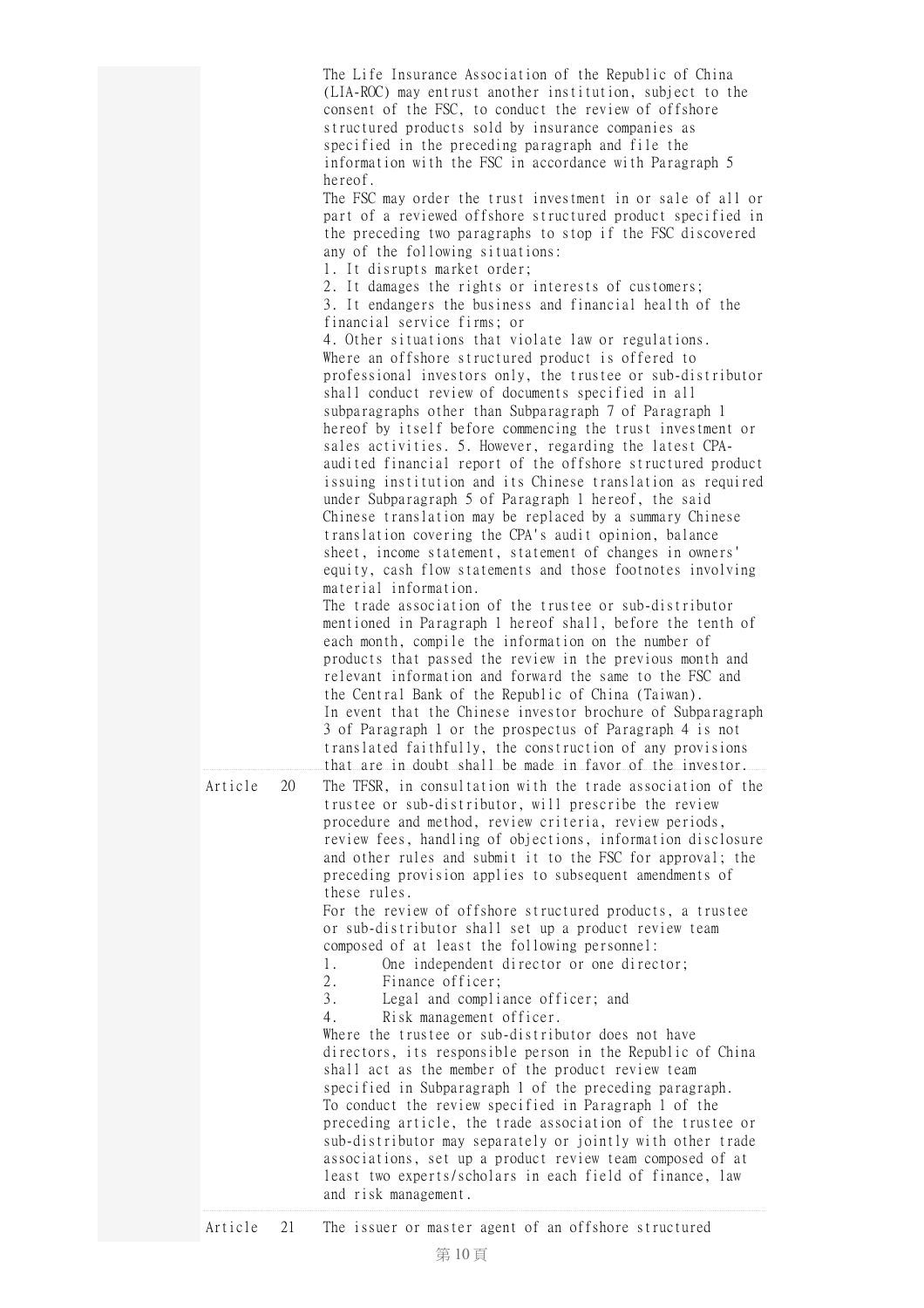The Life Insurance Association of the Republic of China (LIA-ROC) may entrust another institution, subject to the consent of the FSC, to conduct the review of offshore structured products sold by insurance companies as specified in the preceding paragraph and file the information with the FSC in accordance with Paragraph 5 hereof.

The FSC may order the trust investment in or sale of all or part of a reviewed offshore structured product specified in the preceding two paragraphs to stop if the FSC discovered any of the following situations:

1. It disrupts market order;
2. It damages the rights or interests of customers;
3. It endangers the business and financial health of the financial service firms; or
4. Other situations that violate law or regulations.

Where an offshore structured product is offered to professional investors only, the trustee or sub-distributor shall conduct review of documents specified in all subparagraphs other than Subparagraph 7 of Paragraph 1 hereof by itself before commencing the trust investment or sales activities. 5. However, regarding the latest CPA-audited financial report of the offshore structured product issuing institution and its Chinese translation as required under Subparagraph 5 of Paragraph 1 hereof, the said Chinese translation may be replaced by a summary Chinese translation covering the CPA's audit opinion, balance sheet, income statement, statement of changes in owners' equity, cash flow statements and those footnotes involving material information.

The trade association of the trustee or sub-distributor mentioned in Paragraph 1 hereof shall, before the tenth of each month, compile the information on the number of products that passed the review in the previous month and relevant information and forward the same to the FSC and the Central Bank of the Republic of China (Taiwan).

In event that the Chinese investor brochure of Subparagraph 3 of Paragraph 1 or the prospectus of Paragraph 4 is not translated faithfully, the construction of any provisions that are in doubt shall be made in favor of the investor.

**Article 20**

The TFSR, in consultation with the trade association of the trustee or sub-distributor, will prescribe the review procedure and method, review criteria, review periods, review fees, handling of objections, information disclosure and other rules and submit it to the FSC for approval; the preceding provision applies to subsequent amendments of these rules.

For the review of offshore structured products, a trustee or sub-distributor shall set up a product review team composed of at least the following personnel:

1. One independent director or one director;
2. Finance officer;
3. Legal and compliance officer; and
4. Risk management officer.

Where the trustee or sub-distributor does not have directors, its responsible person in the Republic of China shall act as the member of the product review team specified in Subparagraph 1 of the preceding paragraph.

To conduct the review specified in Paragraph 1 of the preceding article, the trade association of the trustee or sub-distributor may separately or jointly with other trade associations, set up a product review team composed of at least two experts/scholars in each field of finance, law and risk management.

**Article 21**

The issuer or master agent of an offshore structured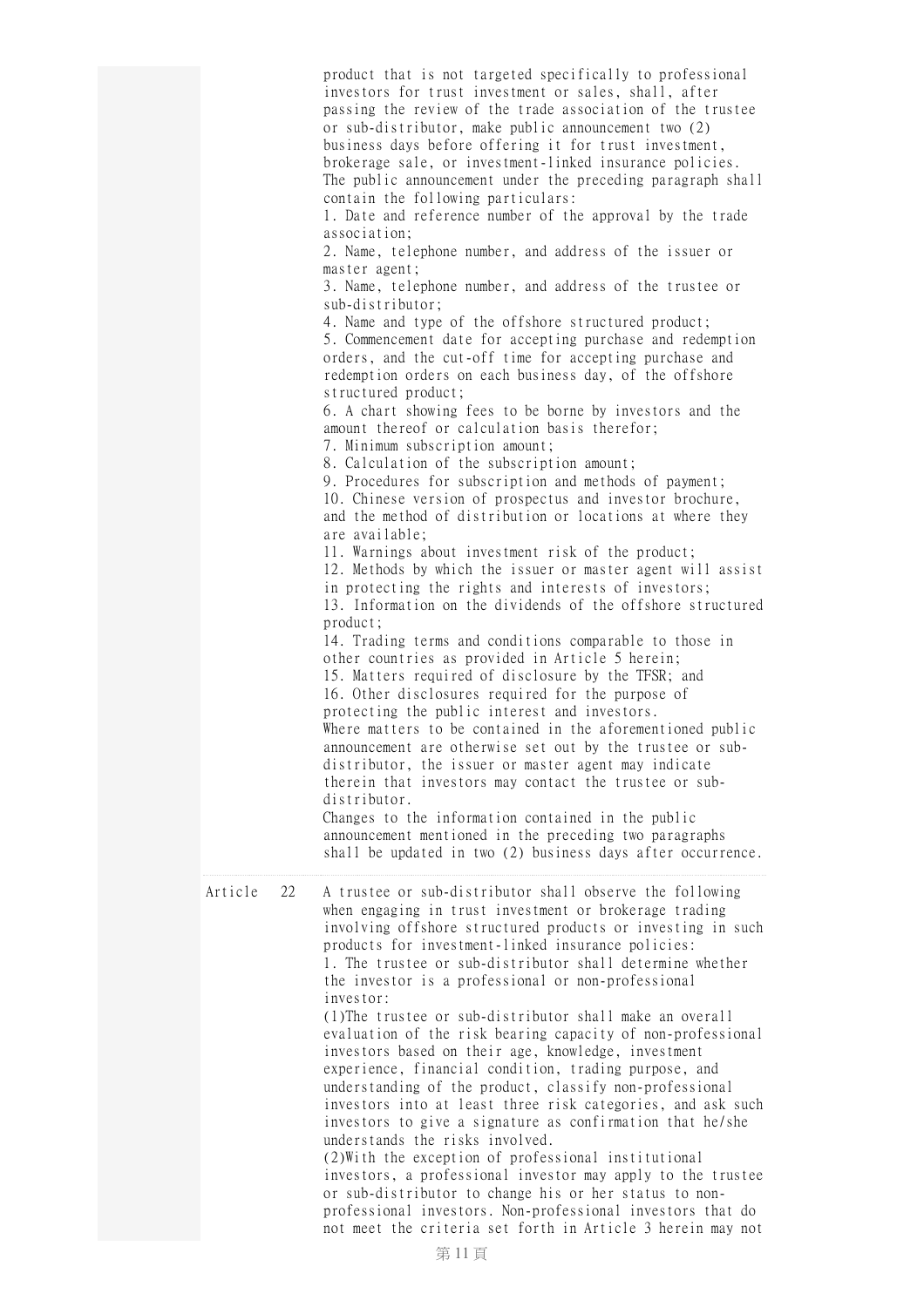product that is not targeted specifically to professional investors for trust investment or sales, shall, after passing the review of the trade association of the trustee or sub-distributor, make public announcement two (2) business days before offering it for trust investment, brokerage sale, or investment-linked insurance policies.

The public announcement under the preceding paragraph shall contain the following particulars:

1. Date and reference number of the approval by the trade association;
2. Name, telephone number, and address of the issuer or master agent;
3. Name, telephone number, and address of the trustee or sub-distributor;
4. Name and type of the offshore structured product;
5. Commencement date for accepting purchase and redemption orders, and the cut-off time for accepting purchase and redemption orders on each business day, of the offshore structured product;
6. A chart showing fees to be borne by investors and the amount thereof or calculation basis therefor;
7. Minimum subscription amount;
8. Calculation of the subscription amount;
9. Procedures for subscription and methods of payment;
10. Chinese version of prospectus and investor brochure, and the method of distribution or locations at where they are available;
11. Warnings about investment risk of the product;
12. Methods by which the issuer or master agent will assist in protecting the rights and interests of investors;
13. Information on the dividends of the offshore structured product;
14. Trading terms and conditions comparable to those in other countries as provided in Article 5 herein;
15. Matters required of disclosure by the TFSR; and
16. Other disclosures required for the purpose of protecting the public interest and investors.

Where matters to be contained in the aforementioned public announcement are otherwise set out by the trustee or sub-distributor, the issuer or master agent may indicate therein that investors may contact the trustee or sub-distributor.

Changes to the information contained in the public announcement mentioned in the preceding two paragraphs shall be updated in two (2) business days after occurrence.

**Article 22**

A trustee or sub-distributor shall observe the following when engaging in trust investment or brokerage trading involving offshore structured products or investing in such products for investment-linked insurance policies:

1. The trustee or sub-distributor shall determine whether the investor is a professional or non-professional investor:

(1)The trustee or sub-distributor shall make an overall evaluation of the risk bearing capacity of non-professional investors based on their age, knowledge, investment experience, financial condition, trading purpose, and understanding of the product, classify non-professional investors into at least three risk categories, and ask such investors to give a signature as confirmation that he/she understands the risks involved.

(2)With the exception of professional institutional investors, a professional investor may apply to the trustee or sub-distributor to change his or her status to non-professional investors. Non-professional investors that do not meet the criteria set forth in Article 3 herein may not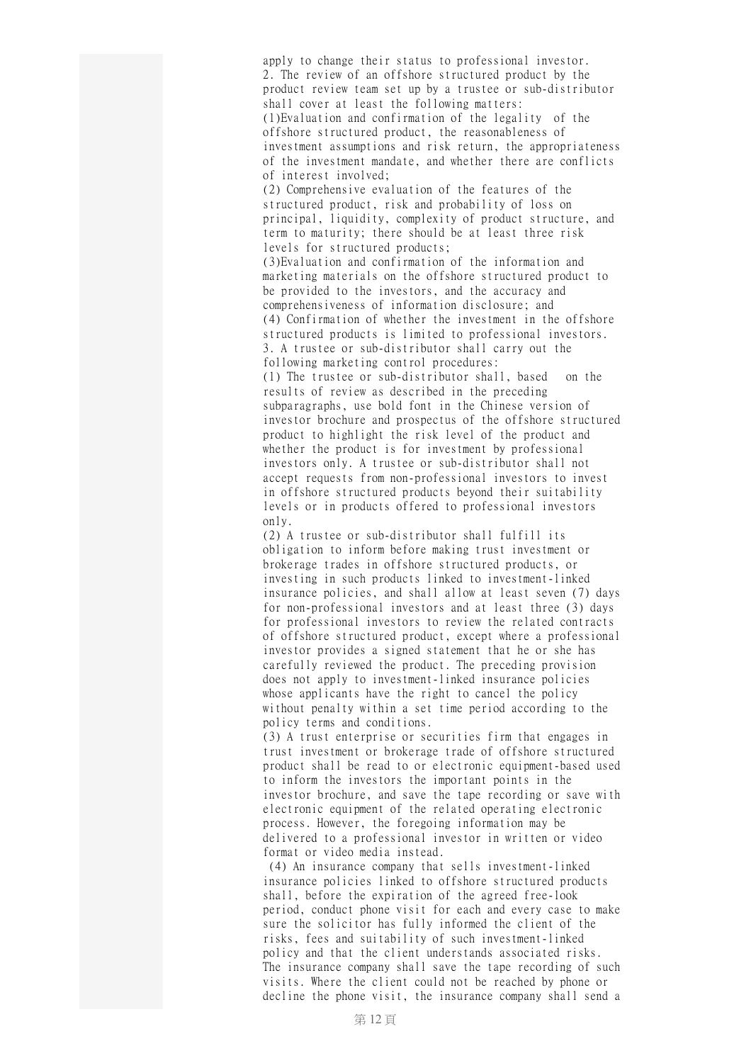apply to change their status to professional investor.

2. The review of an offshore structured product by the product review team set up by a trustee or sub-distributor shall cover at least the following matters:

(1)Evaluation and confirmation of the legality of the offshore structured product, the reasonableness of investment assumptions and risk return, the appropriateness of the investment mandate, and whether there are conflicts of interest involved;

(2) Comprehensive evaluation of the features of the structured product, risk and probability of loss on principal, liquidity, complexity of product structure, and term to maturity; there should be at least three risk levels for structured products;

(3)Evaluation and confirmation of the information and marketing materials on the offshore structured product to be provided to the investors, and the accuracy and comprehensiveness of information disclosure; and

(4) Confirmation of whether the investment in the offshore structured products is limited to professional investors.

3. A trustee or sub-distributor shall carry out the following marketing control procedures:

(1) The trustee or sub-distributor shall, based on the results of review as described in the preceding subparagraphs, use bold font in the Chinese version of investor brochure and prospectus of the offshore structured product to highlight the risk level of the product and whether the product is for investment by professional investors only. A trustee or sub-distributor shall not accept requests from non-professional investors to invest in offshore structured products beyond their suitability levels or in products offered to professional investors only.

(2) A trustee or sub-distributor shall fulfill its obligation to inform before making trust investment or brokerage trades in offshore structured products, or investing in such products linked to investment-linked insurance policies, and shall allow at least seven (7) days for non-professional investors and at least three (3) days for professional investors to review the related contracts of offshore structured product, except where a professional investor provides a signed statement that he or she has carefully reviewed the product. The preceding provision does not apply to investment-linked insurance policies whose applicants have the right to cancel the policy without penalty within a set time period according to the policy terms and conditions.

(3) A trust enterprise or securities firm that engages in trust investment or brokerage trade of offshore structured product shall be read to or electronic equipment-based used to inform the investors the important points in the investor brochure, and save the tape recording or save with electronic equipment of the related operating electronic process. However, the foregoing information may be delivered to a professional investor in written or video format or video media instead.

(4) An insurance company that sells investment-linked insurance policies linked to offshore structured products shall, before the expiration of the agreed free-look period, conduct phone visit for each and every case to make sure the solicitor has fully informed the client of the risks, fees and suitability of such investment-linked policy and that the client understands associated risks. The insurance company shall save the tape recording of such visits. Where the client could not be reached by phone or decline the phone visit, the insurance company shall send a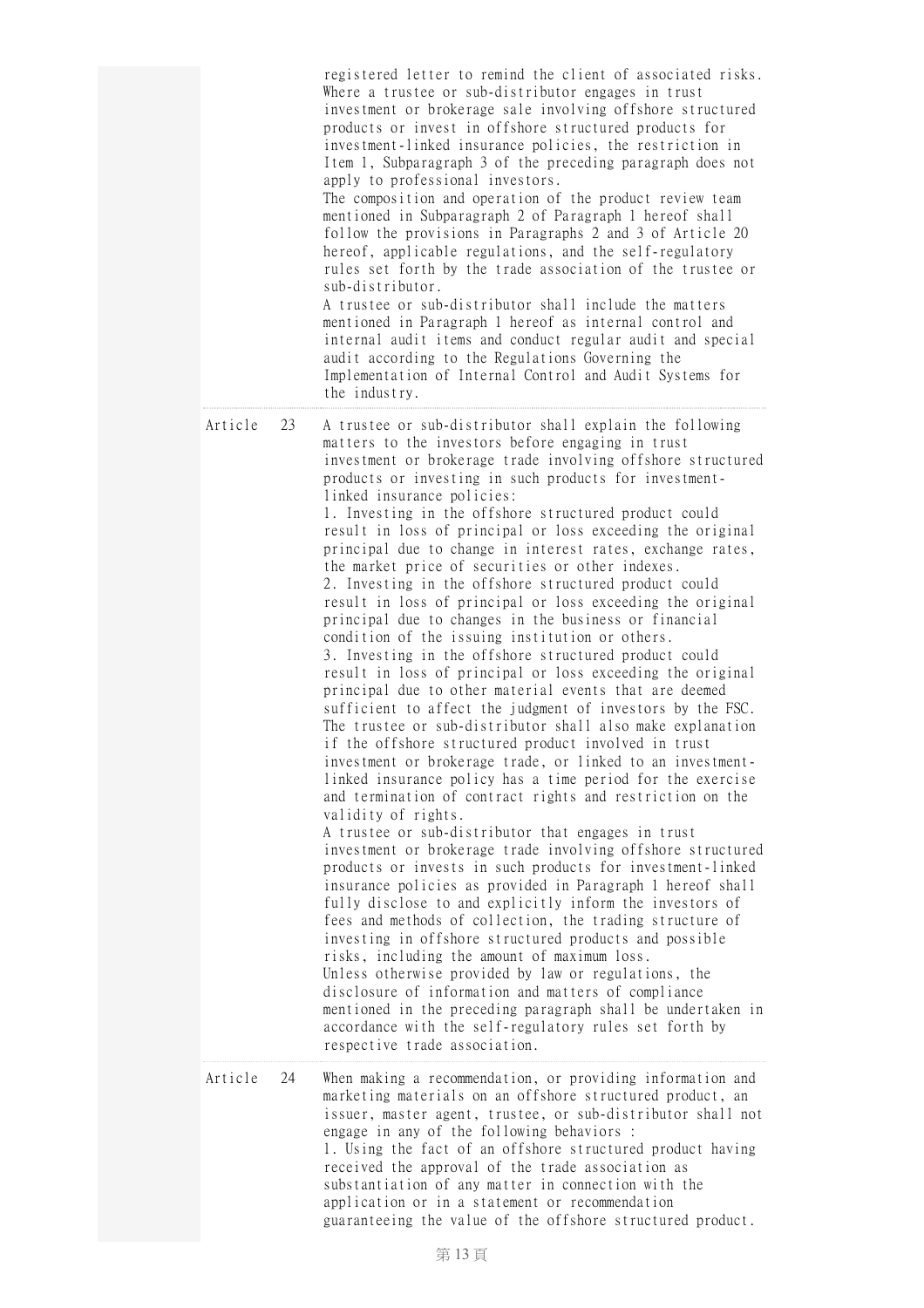registered letter to remind the client of associated risks. Where a trustee or sub-distributor engages in trust investment or brokerage sale involving offshore structured products or invest in offshore structured products for investment-linked insurance policies, the restriction in Item 1, Subparagraph 3 of the preceding paragraph does not apply to professional investors.

The composition and operation of the product review team mentioned in Subparagraph 2 of Paragraph 1 hereof shall follow the provisions in Paragraphs 2 and 3 of Article 20 hereof, applicable regulations, and the self-regulatory rules set forth by the trade association of the trustee or sub-distributor.

A trustee or sub-distributor shall include the matters mentioned in Paragraph 1 hereof as internal control and internal audit items and conduct regular audit and special audit according to the Regulations Governing the Implementation of Internal Control and Audit Systems for the industry.

**Article 23**

A trustee or sub-distributor shall explain the following matters to the investors before engaging in trust investment or brokerage trade involving offshore structured products or investing in such products for investment-linked insurance policies:

1. Investing in the offshore structured product could result in loss of principal or loss exceeding the original principal due to change in interest rates, exchange rates, the market price of securities or other indexes.
2. Investing in the offshore structured product could result in loss of principal or loss exceeding the original principal due to changes in the business or financial condition of the issuing institution or others.
3. Investing in the offshore structured product could result in loss of principal or loss exceeding the original principal due to other material events that are deemed sufficient to affect the judgment of investors by the FSC.

The trustee or sub-distributor shall also make explanation if the offshore structured product involved in trust investment or brokerage trade, or linked to an investment-linked insurance policy has a time period for the exercise and termination of contract rights and restriction on the validity of rights.

A trustee or sub-distributor that engages in trust investment or brokerage trade involving offshore structured products or invests in such products for investment-linked insurance policies as provided in Paragraph 1 hereof shall fully disclose to and explicitly inform the investors of fees and methods of collection, the trading structure of investing in offshore structured products and possible risks, including the amount of maximum loss.

Unless otherwise provided by law or regulations, the disclosure of information and matters of compliance mentioned in the preceding paragraph shall be undertaken in accordance with the self-regulatory rules set forth by respective trade association.

**Article 24**

When making a recommendation, or providing information and marketing materials on an offshore structured product, an issuer, master agent, trustee, or sub-distributor shall not engage in any of the following behaviors :

1. Using the fact of an offshore structured product having received the approval of the trade association as substantiation of any matter in connection with the application or in a statement or recommendation guaranteeing the value of the offshore structured product.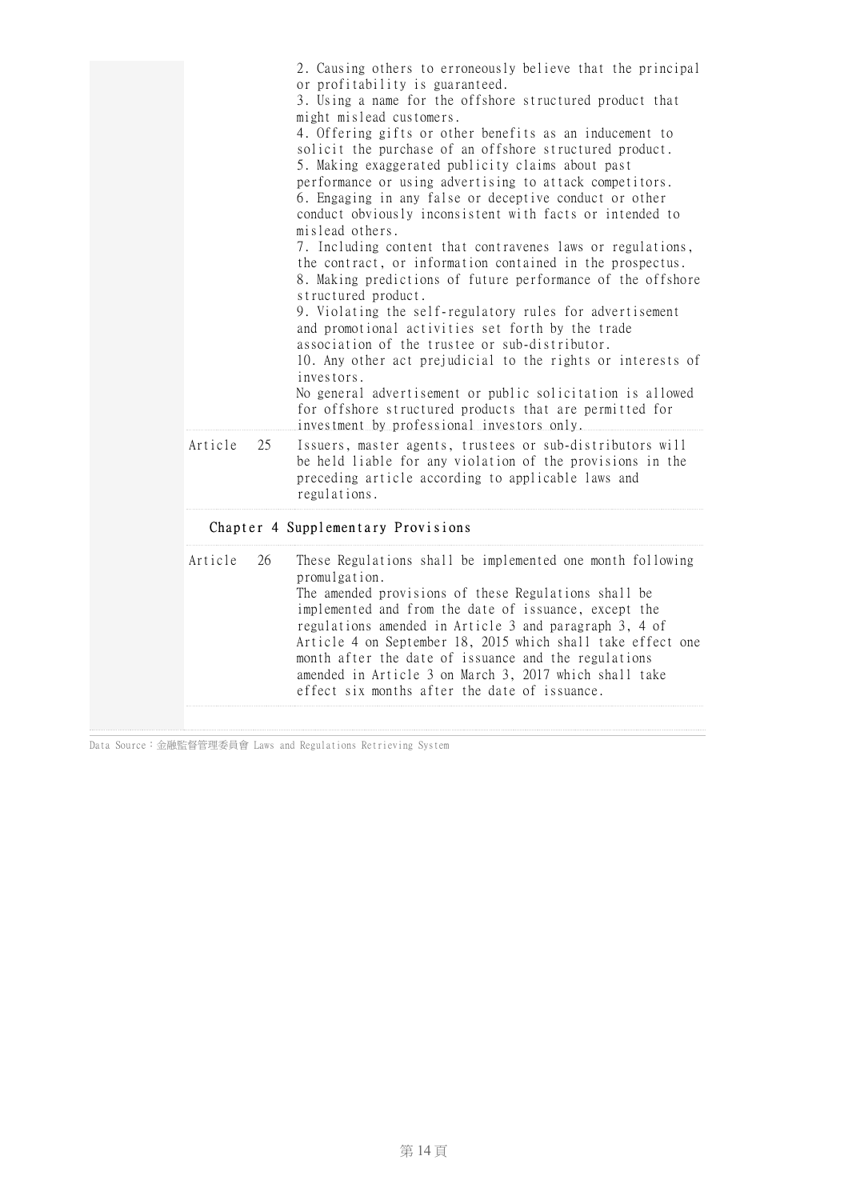2. Causing others to erroneously believe that the principal or profitability is guaranteed.
3. Using a name for the offshore structured product that might mislead customers.
4. Offering gifts or other benefits as an inducement to solicit the purchase of an offshore structured product.
5. Making exaggerated publicity claims about past performance or using advertising to attack competitors.
6. Engaging in any false or deceptive conduct or other conduct obviously inconsistent with facts or intended to mislead others.
7. Including content that contravenes laws or regulations, the contract, or information contained in the prospectus.
8. Making predictions of future performance of the offshore structured product.
9. Violating the self-regulatory rules for advertisement and promotional activities set forth by the trade association of the trustee or sub-distributor.
10. Any other act prejudicial to the rights or interests of investors.

No general advertisement or public solicitation is allowed for offshore structured products that are permitted for investment by professional investors only.

**Article 25**

Issuers, master agents, trustees or sub-distributors will be held liable for any violation of the provisions in the preceding article according to applicable laws and regulations.

## Chapter 4 Supplementary Provisions

**Article 26**

These Regulations shall be implemented one month following promulgation.

The amended provisions of these Regulations shall be implemented and from the date of issuance, except the regulations amended in Article 3 and paragraph 3, 4 of Article 4 on September 18, 2015 which shall take effect one month after the date of issuance and the regulations amended in Article 3 on March 3, 2017 which shall take effect six months after the date of issuance.

Data Source：金融監督管理委員會 Laws and Regulations Retrieving System